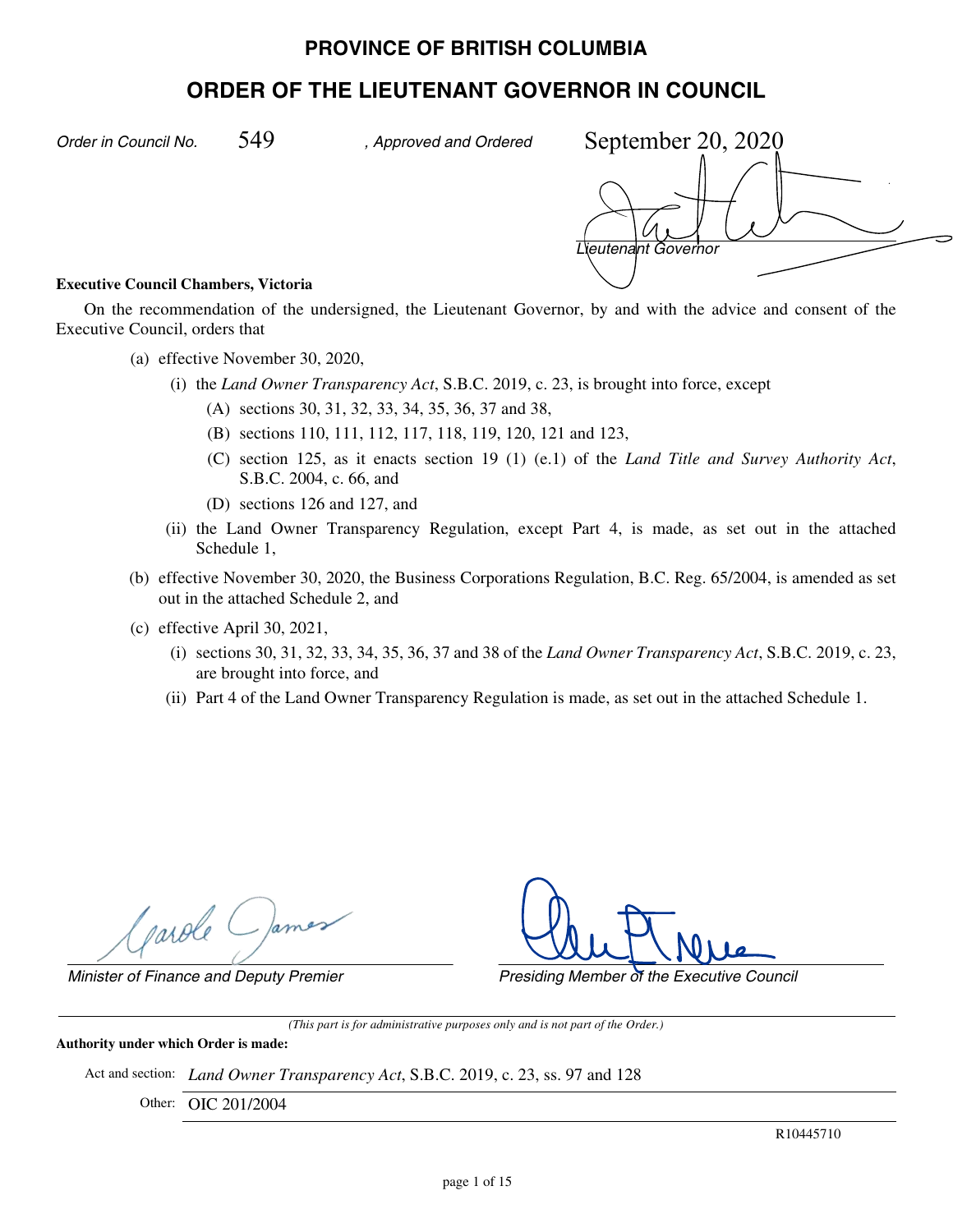# PROVINCE OF BRITISH COLUMBIA

## ORDER OF THE LIEUTENANT GOVERNOR IN COUNCIL

*Order in Council No.* 549 *, Approved and Ordered* September 20, 2020

*Lieutenant Governor*

**Executive Council Chambers, Victoria**

On the recommendation of the undersigned, the Lieutenant Governor, by and with the advice and consent of the Executive Council, orders that

(a) effective November 30, 2020,

  (i) the *Land Owner Transparency Act*, S.B.C. 2019, c. 23, is brought into force, except

    (A) sections 30, 31, 32, 33, 34, 35, 36, 37 and 38,

    (B) sections 110, 111, 112, 117, 118, 119, 120, 121 and 123,

    (C) section 125, as it enacts section 19 (1) (e.1) of the *Land Title and Survey Authority Act*, S.B.C. 2004, c. 66, and

    (D) sections 126 and 127, and

  (ii) the Land Owner Transparency Regulation, except Part 4, is made, as set out in the attached Schedule 1,

(b) effective November 30, 2020, the Business Corporations Regulation, B.C. Reg. 65/2004, is amended as set out in the attached Schedule 2, and

(c) effective April 30, 2021,

  (i) sections 30, 31, 32, 33, 34, 35, 36, 37 and 38 of the *Land Owner Transparency Act*, S.B.C. 2019, c. 23, are brought into force, and

  (ii) Part 4 of the Land Owner Transparency Regulation is made, as set out in the attached Schedule 1.

*Minister of Finance and Deputy Premier*

*Presiding Member of the Executive Council*

---

*(This part is for administrative purposes only and is not part of the Order.)*

**Authority under which Order is made:**

Act and section: *Land Owner Transparency Act*, S.B.C. 2019, c. 23, ss. 97 and 128

Other: OIC 201/2004

R10445710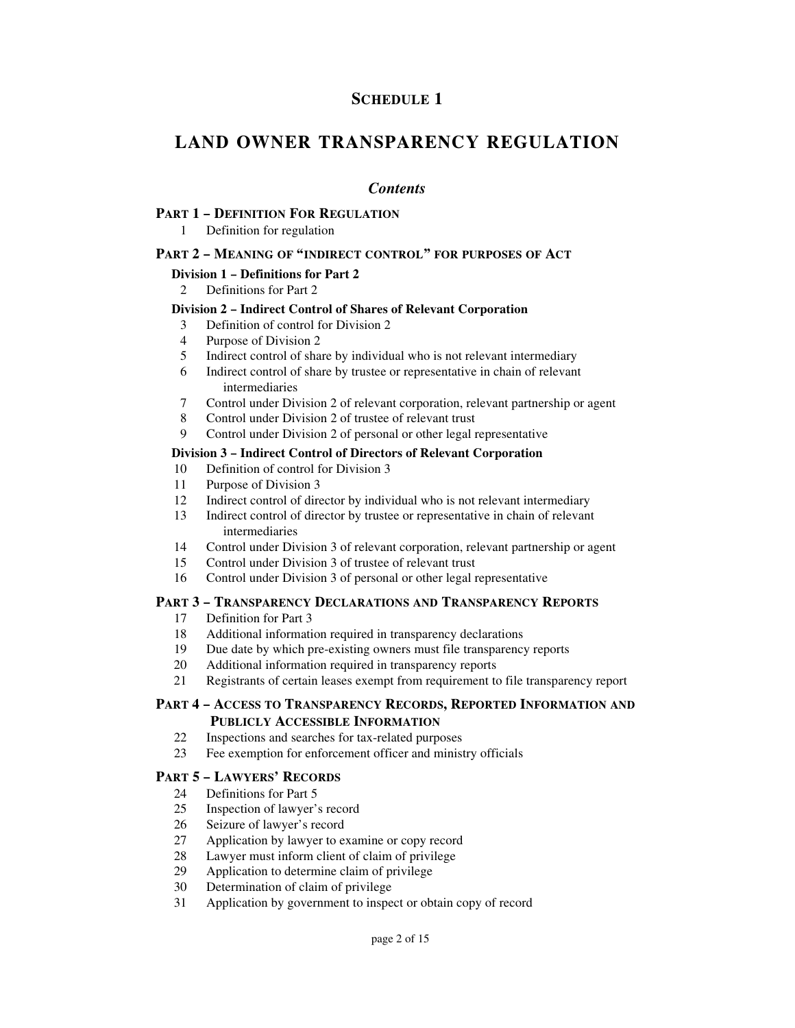## SCHEDULE 1

# LAND OWNER TRANSPARENCY REGULATION

### *Contents*

**PART 1 – DEFINITION FOR REGULATION**

1 Definition for regulation

**PART 2 – MEANING OF "INDIRECT CONTROL" FOR PURPOSES OF ACT**

**Division 1 – Definitions for Part 2**

2 Definitions for Part 2

**Division 2 – Indirect Control of Shares of Relevant Corporation**

3 Definition of control for Division 2
4 Purpose of Division 2
5 Indirect control of share by individual who is not relevant intermediary
6 Indirect control of share by trustee or representative in chain of relevant intermediaries
7 Control under Division 2 of relevant corporation, relevant partnership or agent
8 Control under Division 2 of trustee of relevant trust
9 Control under Division 2 of personal or other legal representative

**Division 3 – Indirect Control of Directors of Relevant Corporation**

10 Definition of control for Division 3
11 Purpose of Division 3
12 Indirect control of director by individual who is not relevant intermediary
13 Indirect control of director by trustee or representative in chain of relevant intermediaries
14 Control under Division 3 of relevant corporation, relevant partnership or agent
15 Control under Division 3 of trustee of relevant trust
16 Control under Division 3 of personal or other legal representative

**PART 3 – TRANSPARENCY DECLARATIONS AND TRANSPARENCY REPORTS**

17 Definition for Part 3
18 Additional information required in transparency declarations
19 Due date by which pre-existing owners must file transparency reports
20 Additional information required in transparency reports
21 Registrants of certain leases exempt from requirement to file transparency report

**PART 4 – ACCESS TO TRANSPARENCY RECORDS, REPORTED INFORMATION AND PUBLICLY ACCESSIBLE INFORMATION**

22 Inspections and searches for tax-related purposes
23 Fee exemption for enforcement officer and ministry officials

**PART 5 – LAWYERS' RECORDS**

24 Definitions for Part 5
25 Inspection of lawyer's record
26 Seizure of lawyer's record
27 Application by lawyer to examine or copy record
28 Lawyer must inform client of claim of privilege
29 Application to determine claim of privilege
30 Determination of claim of privilege
31 Application by government to inspect or obtain copy of record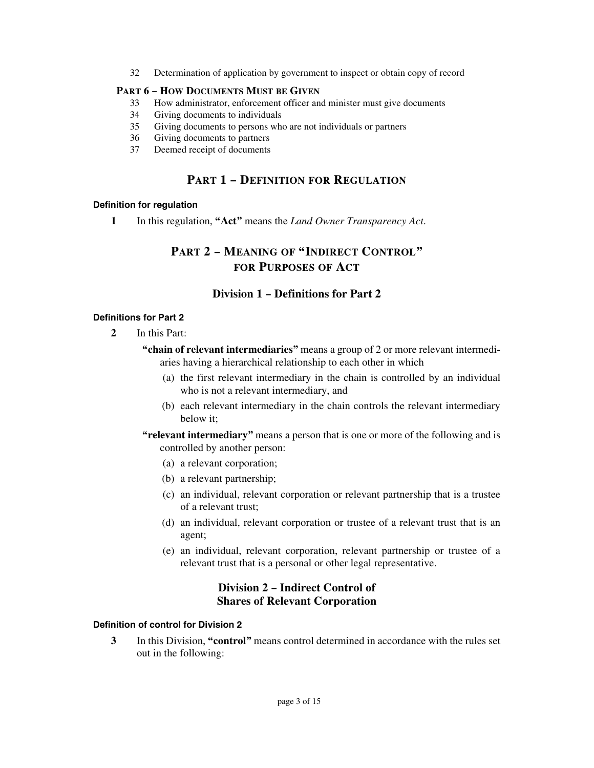32 Determination of application by government to inspect or obtain copy of record

**PART 6 – HOW DOCUMENTS MUST BE GIVEN**

33 How administrator, enforcement officer and minister must give documents
34 Giving documents to individuals
35 Giving documents to persons who are not individuals or partners
36 Giving documents to partners
37 Deemed receipt of documents

## PART 1 – DEFINITION FOR REGULATION

**Definition for regulation**

**1** In this regulation, **"Act"** means the *Land Owner Transparency Act*.

## PART 2 – MEANING OF "INDIRECT CONTROL" FOR PURPOSES OF ACT

### Division 1 – Definitions for Part 2

**Definitions for Part 2**

**2** In this Part:

**"chain of relevant intermediaries"** means a group of 2 or more relevant intermediaries having a hierarchical relationship to each other in which

(a) the first relevant intermediary in the chain is controlled by an individual who is not a relevant intermediary, and

(b) each relevant intermediary in the chain controls the relevant intermediary below it;

**"relevant intermediary"** means a person that is one or more of the following and is controlled by another person:

(a) a relevant corporation;

(b) a relevant partnership;

(c) an individual, relevant corporation or relevant partnership that is a trustee of a relevant trust;

(d) an individual, relevant corporation or trustee of a relevant trust that is an agent;

(e) an individual, relevant corporation, relevant partnership or trustee of a relevant trust that is a personal or other legal representative.

### Division 2 – Indirect Control of Shares of Relevant Corporation

**Definition of control for Division 2**

**3** In this Division, **"control"** means control determined in accordance with the rules set out in the following: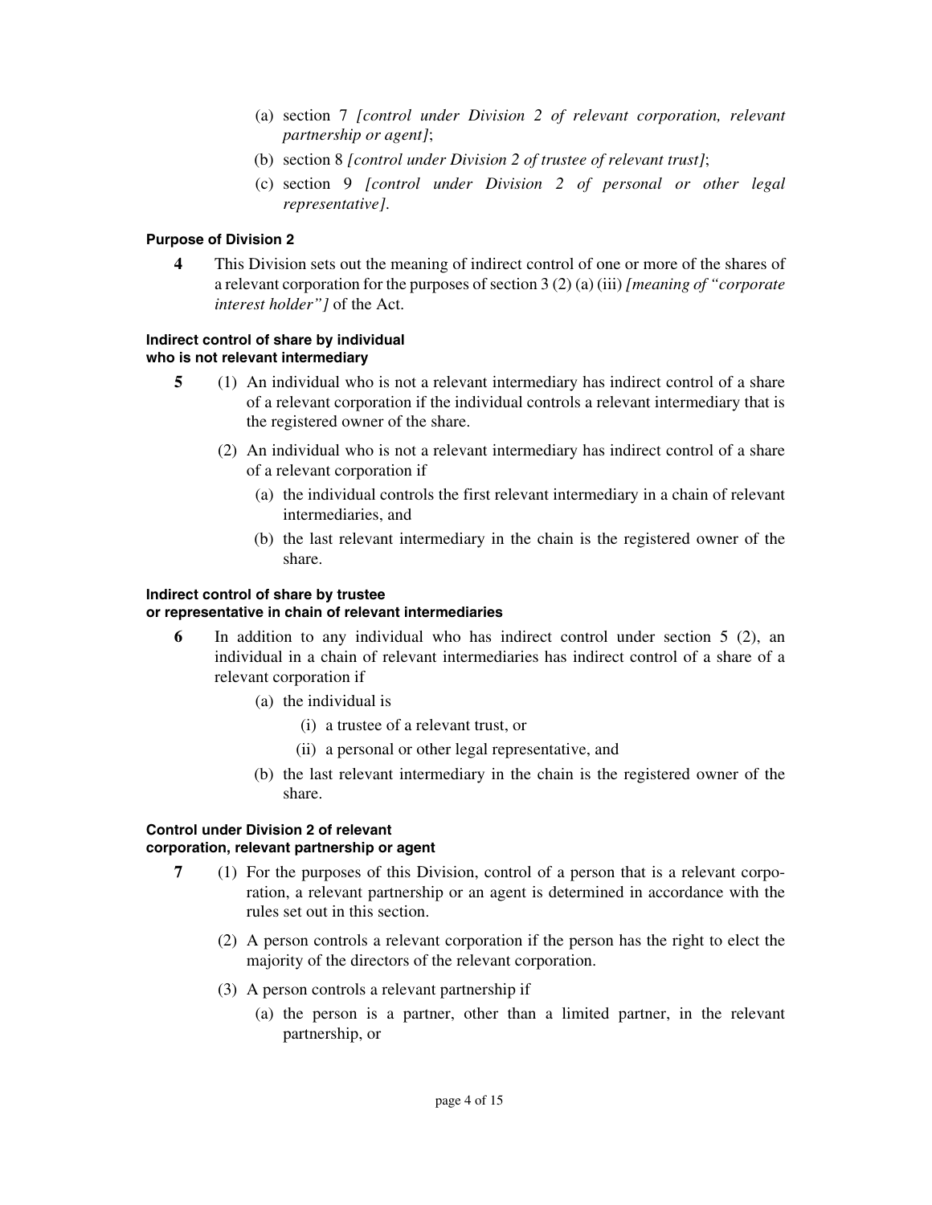(a) section 7 *[control under Division 2 of relevant corporation, relevant partnership or agent]*;

(b) section 8 *[control under Division 2 of trustee of relevant trust]*;

(c) section 9 *[control under Division 2 of personal or other legal representative]*.

**Purpose of Division 2**

**4** This Division sets out the meaning of indirect control of one or more of the shares of a relevant corporation for the purposes of section 3 (2) (a) (iii) *[meaning of "corporate interest holder"]* of the Act.

**Indirect control of share by individual who is not relevant intermediary**

**5** (1) An individual who is not a relevant intermediary has indirect control of a share of a relevant corporation if the individual controls a relevant intermediary that is the registered owner of the share.

(2) An individual who is not a relevant intermediary has indirect control of a share of a relevant corporation if

(a) the individual controls the first relevant intermediary in a chain of relevant intermediaries, and

(b) the last relevant intermediary in the chain is the registered owner of the share.

**Indirect control of share by trustee or representative in chain of relevant intermediaries**

**6** In addition to any individual who has indirect control under section 5 (2), an individual in a chain of relevant intermediaries has indirect control of a share of a relevant corporation if

(a) the individual is

(i) a trustee of a relevant trust, or

(ii) a personal or other legal representative, and

(b) the last relevant intermediary in the chain is the registered owner of the share.

**Control under Division 2 of relevant corporation, relevant partnership or agent**

**7** (1) For the purposes of this Division, control of a person that is a relevant corporation, a relevant partnership or an agent is determined in accordance with the rules set out in this section.

(2) A person controls a relevant corporation if the person has the right to elect the majority of the directors of the relevant corporation.

(3) A person controls a relevant partnership if

(a) the person is a partner, other than a limited partner, in the relevant partnership, or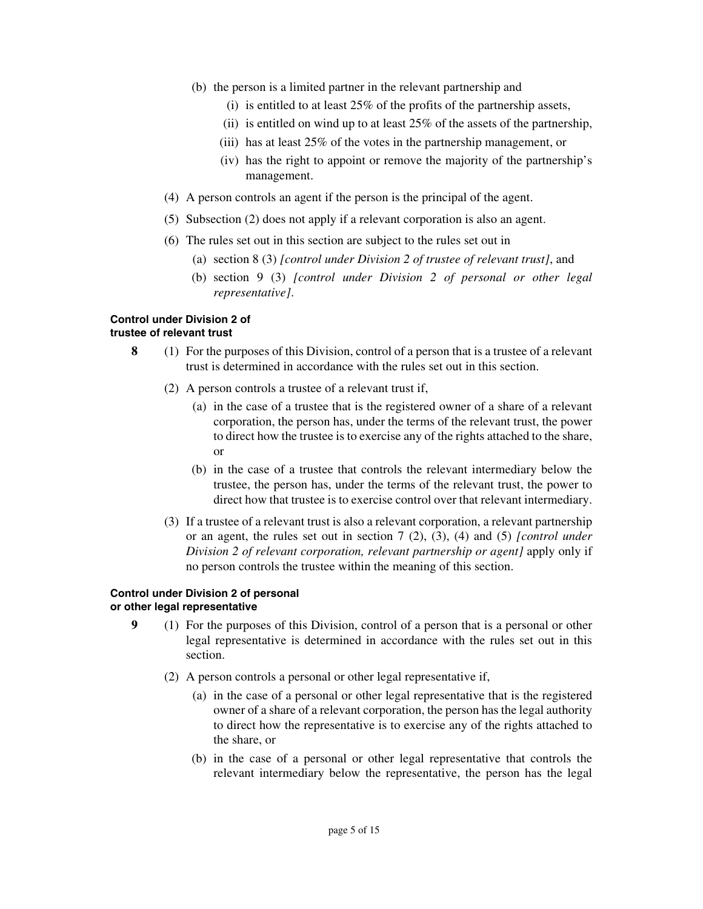(b) the person is a limited partner in the relevant partnership and

  (i) is entitled to at least 25% of the profits of the partnership assets,

  (ii) is entitled on wind up to at least 25% of the assets of the partnership,

  (iii) has at least 25% of the votes in the partnership management, or

  (iv) has the right to appoint or remove the majority of the partnership's management.

(4) A person controls an agent if the person is the principal of the agent.

(5) Subsection (2) does not apply if a relevant corporation is also an agent.

(6) The rules set out in this section are subject to the rules set out in

  (a) section 8 (3) *[control under Division 2 of trustee of relevant trust]*, and

  (b) section 9 (3) *[control under Division 2 of personal or other legal representative]*.

**Control under Division 2 of trustee of relevant trust**

**8** (1) For the purposes of this Division, control of a person that is a trustee of a relevant trust is determined in accordance with the rules set out in this section.

(2) A person controls a trustee of a relevant trust if,

  (a) in the case of a trustee that is the registered owner of a share of a relevant corporation, the person has, under the terms of the relevant trust, the power to direct how the trustee is to exercise any of the rights attached to the share, or

  (b) in the case of a trustee that controls the relevant intermediary below the trustee, the person has, under the terms of the relevant trust, the power to direct how that trustee is to exercise control over that relevant intermediary.

(3) If a trustee of a relevant trust is also a relevant corporation, a relevant partnership or an agent, the rules set out in section 7 (2), (3), (4) and (5) *[control under Division 2 of relevant corporation, relevant partnership or agent]* apply only if no person controls the trustee within the meaning of this section.

**Control under Division 2 of personal or other legal representative**

**9** (1) For the purposes of this Division, control of a person that is a personal or other legal representative is determined in accordance with the rules set out in this section.

(2) A person controls a personal or other legal representative if,

  (a) in the case of a personal or other legal representative that is the registered owner of a share of a relevant corporation, the person has the legal authority to direct how the representative is to exercise any of the rights attached to the share, or

  (b) in the case of a personal or other legal representative that controls the relevant intermediary below the representative, the person has the legal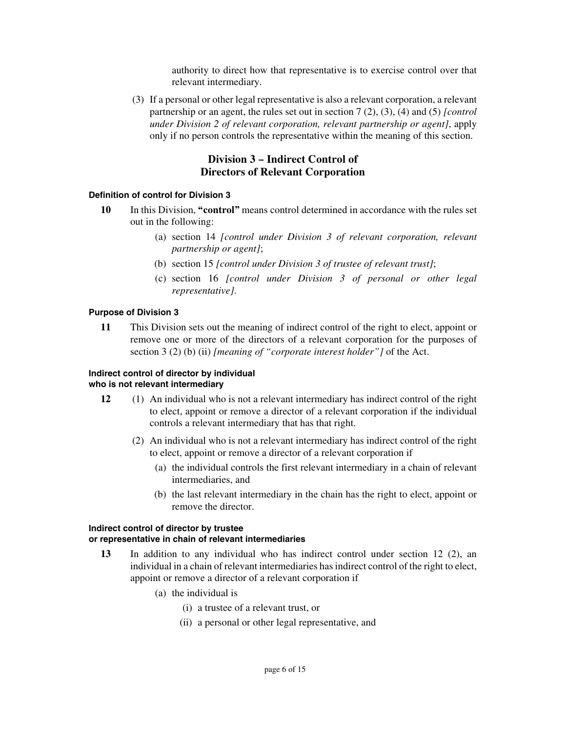authority to direct how that representative is to exercise control over that relevant intermediary.

(3) If a personal or other legal representative is also a relevant corporation, a relevant partnership or an agent, the rules set out in section 7 (2), (3), (4) and (5) *[control under Division 2 of relevant corporation, relevant partnership or agent]*, apply only if no person controls the representative within the meaning of this section.

## Division 3 – Indirect Control of Directors of Relevant Corporation

#### Definition of control for Division 3

**10** In this Division, **"control"** means control determined in accordance with the rules set out in the following:

(a) section 14 *[control under Division 3 of relevant corporation, relevant partnership or agent]*;

(b) section 15 *[control under Division 3 of trustee of relevant trust]*;

(c) section 16 *[control under Division 3 of personal or other legal representative]*.

#### Purpose of Division 3

**11** This Division sets out the meaning of indirect control of the right to elect, appoint or remove one or more of the directors of a relevant corporation for the purposes of section 3 (2) (b) (ii) *[meaning of "corporate interest holder"]* of the Act.

#### Indirect control of director by individual who is not relevant intermediary

**12** (1) An individual who is not a relevant intermediary has indirect control of the right to elect, appoint or remove a director of a relevant corporation if the individual controls a relevant intermediary that has that right.

(2) An individual who is not a relevant intermediary has indirect control of the right to elect, appoint or remove a director of a relevant corporation if

(a) the individual controls the first relevant intermediary in a chain of relevant intermediaries, and

(b) the last relevant intermediary in the chain has the right to elect, appoint or remove the director.

#### Indirect control of director by trustee or representative in chain of relevant intermediaries

**13** In addition to any individual who has indirect control under section 12 (2), an individual in a chain of relevant intermediaries has indirect control of the right to elect, appoint or remove a director of a relevant corporation if

(a) the individual is

(i) a trustee of a relevant trust, or

(ii) a personal or other legal representative, and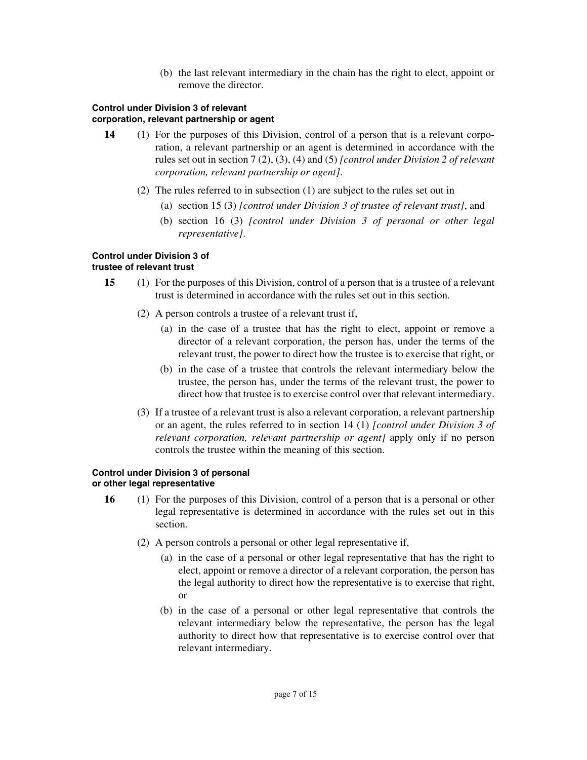(b) the last relevant intermediary in the chain has the right to elect, appoint or remove the director.

**Control under Division 3 of relevant corporation, relevant partnership or agent**

**14** (1) For the purposes of this Division, control of a person that is a relevant corporation, a relevant partnership or an agent is determined in accordance with the rules set out in section 7 (2), (3), (4) and (5) *[control under Division 2 of relevant corporation, relevant partnership or agent]*.

(2) The rules referred to in subsection (1) are subject to the rules set out in

(a) section 15 (3) *[control under Division 3 of trustee of relevant trust]*, and

(b) section 16 (3) *[control under Division 3 of personal or other legal representative]*.

**Control under Division 3 of trustee of relevant trust**

**15** (1) For the purposes of this Division, control of a person that is a trustee of a relevant trust is determined in accordance with the rules set out in this section.

(2) A person controls a trustee of a relevant trust if,

(a) in the case of a trustee that has the right to elect, appoint or remove a director of a relevant corporation, the person has, under the terms of the relevant trust, the power to direct how the trustee is to exercise that right, or

(b) in the case of a trustee that controls the relevant intermediary below the trustee, the person has, under the terms of the relevant trust, the power to direct how that trustee is to exercise control over that relevant intermediary.

(3) If a trustee of a relevant trust is also a relevant corporation, a relevant partnership or an agent, the rules referred to in section 14 (1) *[control under Division 3 of relevant corporation, relevant partnership or agent]* apply only if no person controls the trustee within the meaning of this section.

**Control under Division 3 of personal or other legal representative**

**16** (1) For the purposes of this Division, control of a person that is a personal or other legal representative is determined in accordance with the rules set out in this section.

(2) A person controls a personal or other legal representative if,

(a) in the case of a personal or other legal representative that has the right to elect, appoint or remove a director of a relevant corporation, the person has the legal authority to direct how the representative is to exercise that right, or

(b) in the case of a personal or other legal representative that controls the relevant intermediary below the representative, the person has the legal authority to direct how that representative is to exercise control over that relevant intermediary.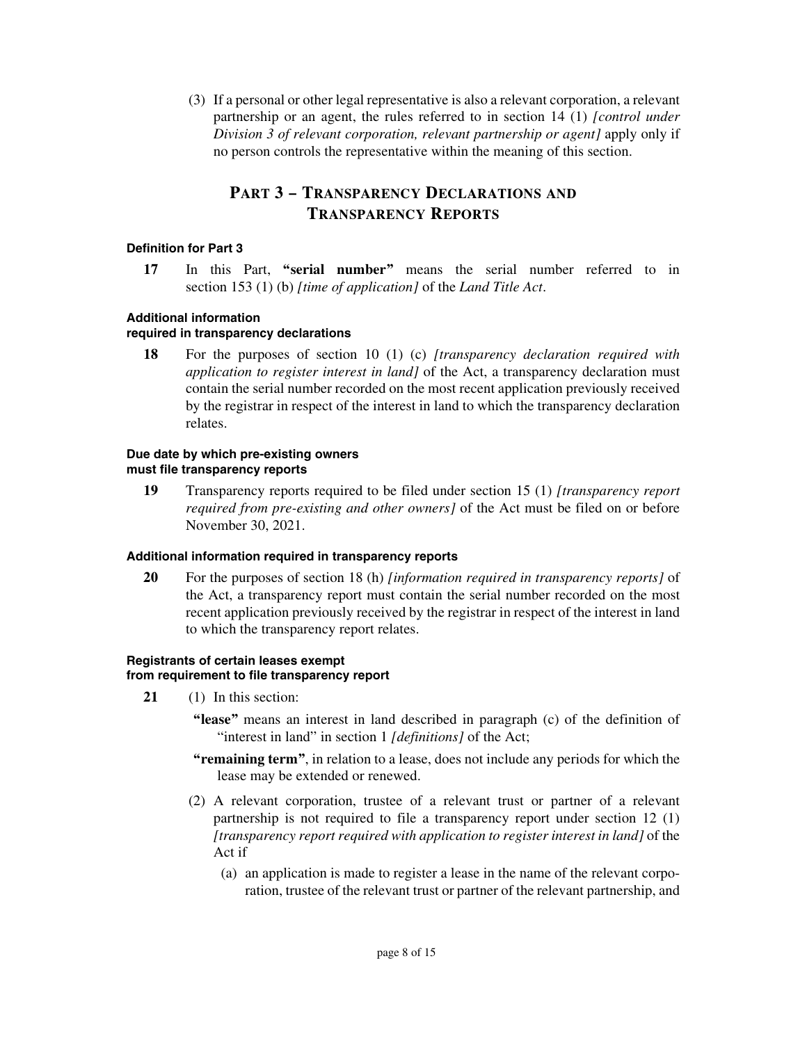(3) If a personal or other legal representative is also a relevant corporation, a relevant partnership or an agent, the rules referred to in section 14 (1) *[control under Division 3 of relevant corporation, relevant partnership or agent]* apply only if no person controls the representative within the meaning of this section.

## Part 3 – Transparency Declarations and Transparency Reports

#### Definition for Part 3

**17** In this Part, **"serial number"** means the serial number referred to in section 153 (1) (b) *[time of application]* of the *Land Title Act*.

#### Additional information required in transparency declarations

**18** For the purposes of section 10 (1) (c) *[transparency declaration required with application to register interest in land]* of the Act, a transparency declaration must contain the serial number recorded on the most recent application previously received by the registrar in respect of the interest in land to which the transparency declaration relates.

#### Due date by which pre-existing owners must file transparency reports

**19** Transparency reports required to be filed under section 15 (1) *[transparency report required from pre-existing and other owners]* of the Act must be filed on or before November 30, 2021.

#### Additional information required in transparency reports

**20** For the purposes of section 18 (h) *[information required in transparency reports]* of the Act, a transparency report must contain the serial number recorded on the most recent application previously received by the registrar in respect of the interest in land to which the transparency report relates.

#### Registrants of certain leases exempt from requirement to file transparency report

**21** (1) In this section:

**"lease"** means an interest in land described in paragraph (c) of the definition of "interest in land" in section 1 *[definitions]* of the Act;

**"remaining term"**, in relation to a lease, does not include any periods for which the lease may be extended or renewed.

(2) A relevant corporation, trustee of a relevant trust or partner of a relevant partnership is not required to file a transparency report under section 12 (1) *[transparency report required with application to register interest in land]* of the Act if

(a) an application is made to register a lease in the name of the relevant corporation, trustee of the relevant trust or partner of the relevant partnership, and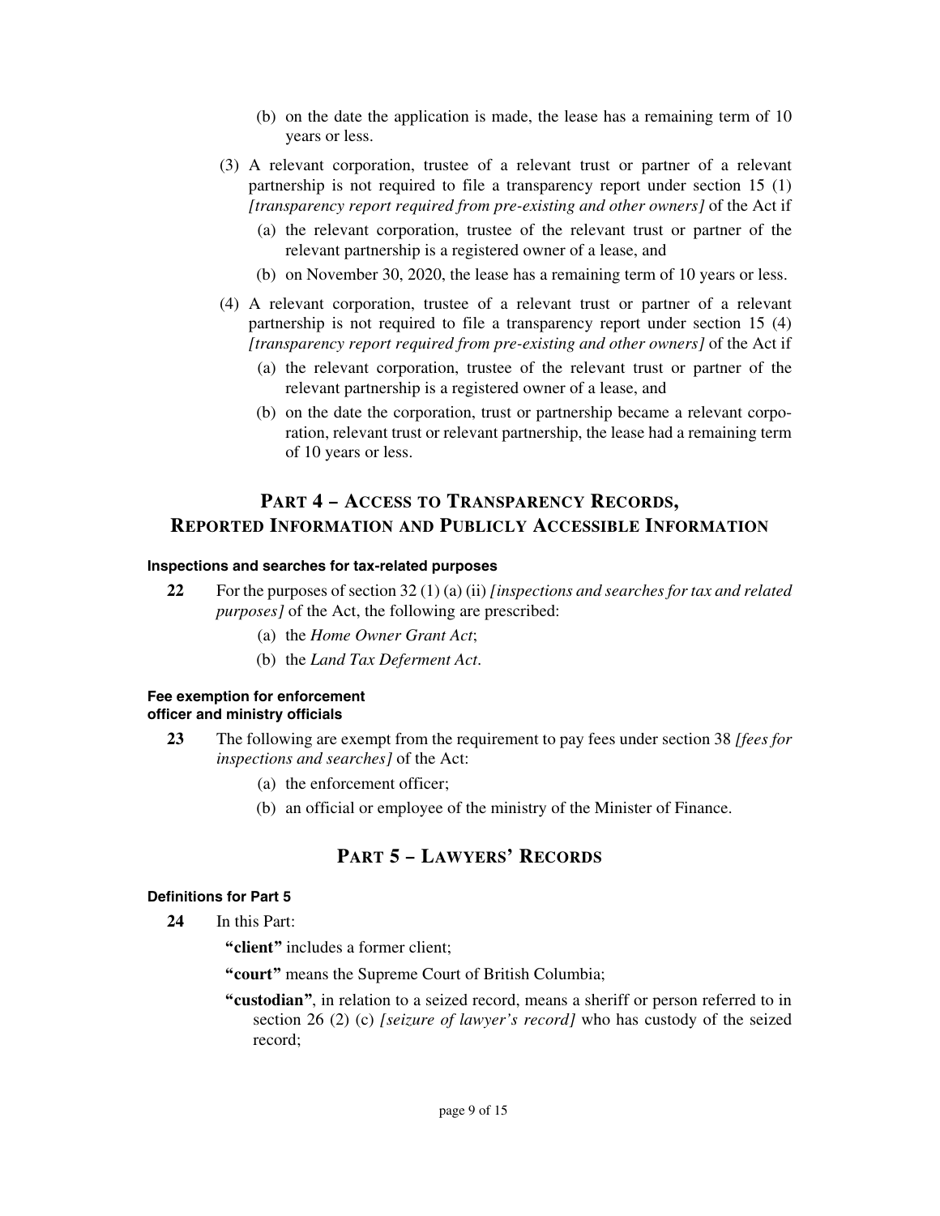(b) on the date the application is made, the lease has a remaining term of 10 years or less.

(3) A relevant corporation, trustee of a relevant trust or partner of a relevant partnership is not required to file a transparency report under section 15 (1) *[transparency report required from pre-existing and other owners]* of the Act if

(a) the relevant corporation, trustee of the relevant trust or partner of the relevant partnership is a registered owner of a lease, and

(b) on November 30, 2020, the lease has a remaining term of 10 years or less.

(4) A relevant corporation, trustee of a relevant trust or partner of a relevant partnership is not required to file a transparency report under section 15 (4) *[transparency report required from pre-existing and other owners]* of the Act if

(a) the relevant corporation, trustee of the relevant trust or partner of the relevant partnership is a registered owner of a lease, and

(b) on the date the corporation, trust or partnership became a relevant corporation, relevant trust or relevant partnership, the lease had a remaining term of 10 years or less.

## Part 4 – Access to Transparency Records, Reported Information and Publicly Accessible Information

#### Inspections and searches for tax-related purposes

**22** For the purposes of section 32 (1) (a) (ii) *[inspections and searches for tax and related purposes]* of the Act, the following are prescribed:

(a) the *Home Owner Grant Act*;

(b) the *Land Tax Deferment Act*.

#### Fee exemption for enforcement officer and ministry officials

**23** The following are exempt from the requirement to pay fees under section 38 *[fees for inspections and searches]* of the Act:

(a) the enforcement officer;

(b) an official or employee of the ministry of the Minister of Finance.

## Part 5 – Lawyers' Records

#### Definitions for Part 5

**24** In this Part:

**"client"** includes a former client;

**"court"** means the Supreme Court of British Columbia;

**"custodian"**, in relation to a seized record, means a sheriff or person referred to in section 26 (2) (c) *[seizure of lawyer's record]* who has custody of the seized record;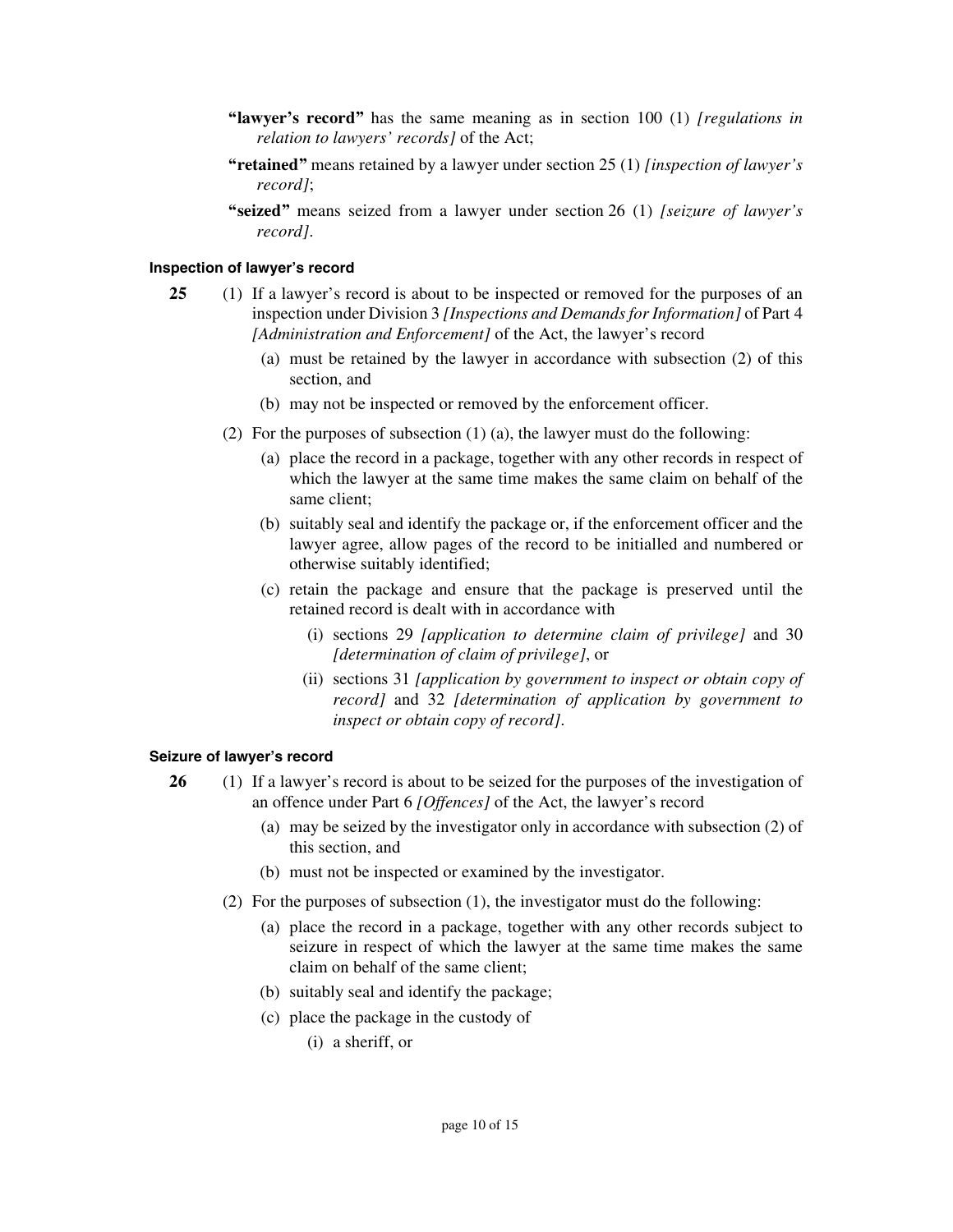**"lawyer's record"** has the same meaning as in section 100 (1) *[regulations in relation to lawyers' records]* of the Act;

**"retained"** means retained by a lawyer under section 25 (1) *[inspection of lawyer's record]*;

**"seized"** means seized from a lawyer under section 26 (1) *[seizure of lawyer's record]*.

#### Inspection of lawyer's record

**25** (1) If a lawyer's record is about to be inspected or removed for the purposes of an inspection under Division 3 *[Inspections and Demands for Information]* of Part 4 *[Administration and Enforcement]* of the Act, the lawyer's record

(a) must be retained by the lawyer in accordance with subsection (2) of this section, and

(b) may not be inspected or removed by the enforcement officer.

(2) For the purposes of subsection (1) (a), the lawyer must do the following:

(a) place the record in a package, together with any other records in respect of which the lawyer at the same time makes the same claim on behalf of the same client;

(b) suitably seal and identify the package or, if the enforcement officer and the lawyer agree, allow pages of the record to be initialled and numbered or otherwise suitably identified;

(c) retain the package and ensure that the package is preserved until the retained record is dealt with in accordance with

(i) sections 29 *[application to determine claim of privilege]* and 30 *[determination of claim of privilege]*, or

(ii) sections 31 *[application by government to inspect or obtain copy of record]* and 32 *[determination of application by government to inspect or obtain copy of record]*.

#### Seizure of lawyer's record

**26** (1) If a lawyer's record is about to be seized for the purposes of the investigation of an offence under Part 6 *[Offences]* of the Act, the lawyer's record

(a) may be seized by the investigator only in accordance with subsection (2) of this section, and

(b) must not be inspected or examined by the investigator.

(2) For the purposes of subsection (1), the investigator must do the following:

(a) place the record in a package, together with any other records subject to seizure in respect of which the lawyer at the same time makes the same claim on behalf of the same client;

(b) suitably seal and identify the package;

(c) place the package in the custody of

(i) a sheriff, or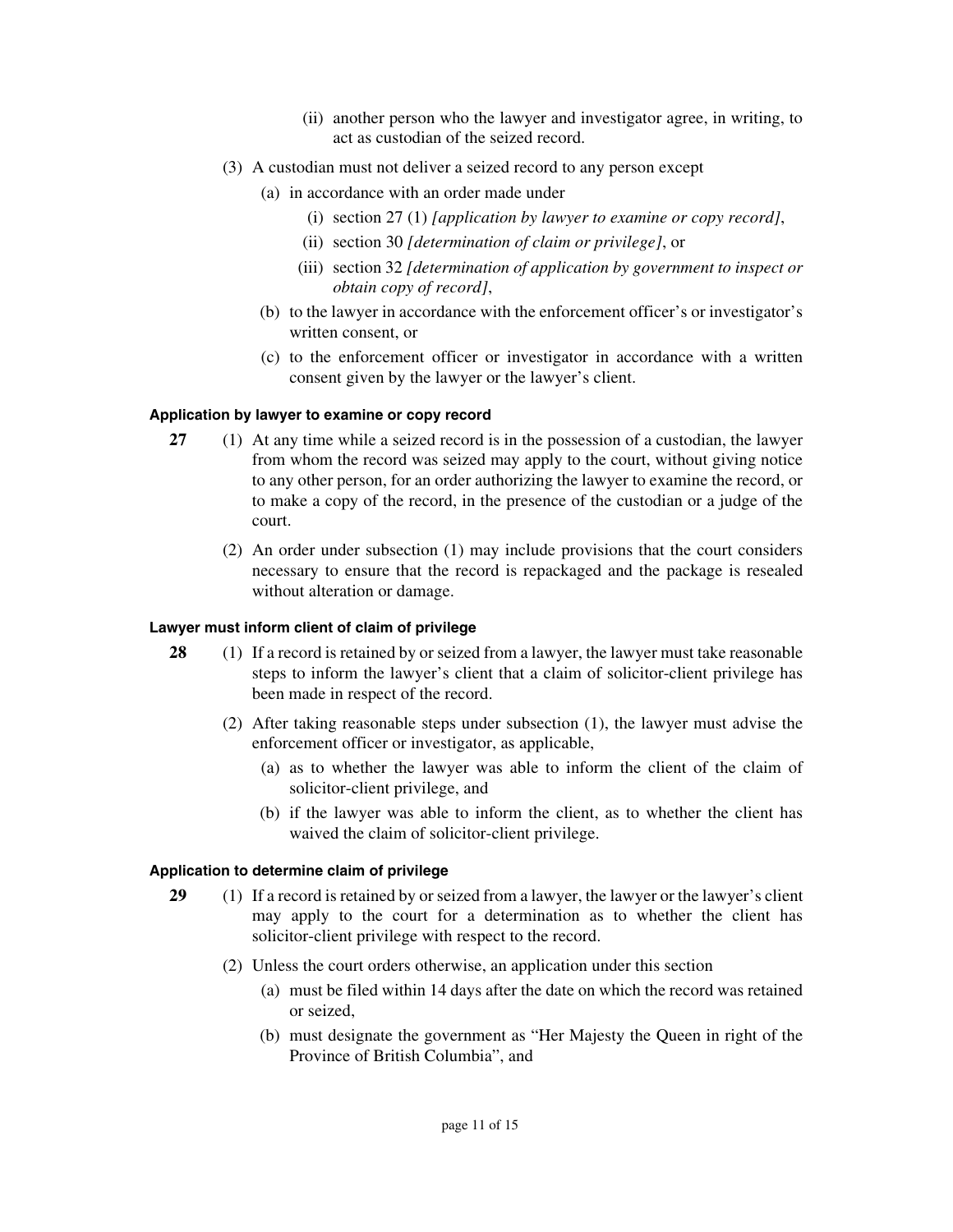(ii) another person who the lawyer and investigator agree, in writing, to act as custodian of the seized record.

(3) A custodian must not deliver a seized record to any person except

(a) in accordance with an order made under

(i) section 27 (1) *[application by lawyer to examine or copy record]*,

(ii) section 30 *[determination of claim or privilege]*, or

(iii) section 32 *[determination of application by government to inspect or obtain copy of record]*,

(b) to the lawyer in accordance with the enforcement officer's or investigator's written consent, or

(c) to the enforcement officer or investigator in accordance with a written consent given by the lawyer or the lawyer's client.

#### Application by lawyer to examine or copy record

**27** (1) At any time while a seized record is in the possession of a custodian, the lawyer from whom the record was seized may apply to the court, without giving notice to any other person, for an order authorizing the lawyer to examine the record, or to make a copy of the record, in the presence of the custodian or a judge of the court.

(2) An order under subsection (1) may include provisions that the court considers necessary to ensure that the record is repackaged and the package is resealed without alteration or damage.

#### Lawyer must inform client of claim of privilege

**28** (1) If a record is retained by or seized from a lawyer, the lawyer must take reasonable steps to inform the lawyer's client that a claim of solicitor-client privilege has been made in respect of the record.

(2) After taking reasonable steps under subsection (1), the lawyer must advise the enforcement officer or investigator, as applicable,

(a) as to whether the lawyer was able to inform the client of the claim of solicitor-client privilege, and

(b) if the lawyer was able to inform the client, as to whether the client has waived the claim of solicitor-client privilege.

#### Application to determine claim of privilege

**29** (1) If a record is retained by or seized from a lawyer, the lawyer or the lawyer's client may apply to the court for a determination as to whether the client has solicitor-client privilege with respect to the record.

(2) Unless the court orders otherwise, an application under this section

(a) must be filed within 14 days after the date on which the record was retained or seized,

(b) must designate the government as "Her Majesty the Queen in right of the Province of British Columbia", and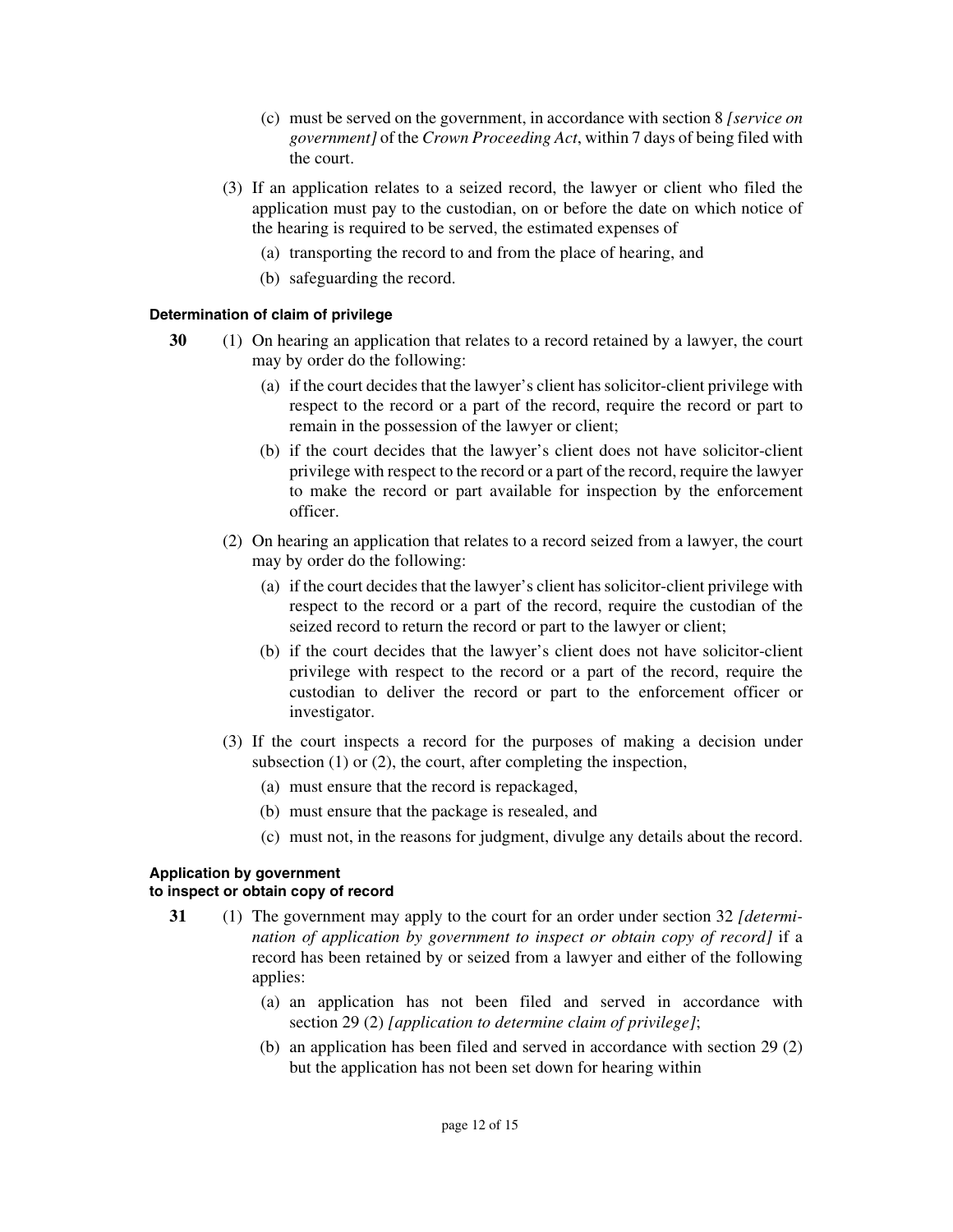(c) must be served on the government, in accordance with section 8 *[service on government]* of the *Crown Proceeding Act*, within 7 days of being filed with the court.

(3) If an application relates to a seized record, the lawyer or client who filed the application must pay to the custodian, on or before the date on which notice of the hearing is required to be served, the estimated expenses of

(a) transporting the record to and from the place of hearing, and

(b) safeguarding the record.

#### Determination of claim of privilege

**30** (1) On hearing an application that relates to a record retained by a lawyer, the court may by order do the following:

(a) if the court decides that the lawyer's client has solicitor-client privilege with respect to the record or a part of the record, require the record or part to remain in the possession of the lawyer or client;

(b) if the court decides that the lawyer's client does not have solicitor-client privilege with respect to the record or a part of the record, require the lawyer to make the record or part available for inspection by the enforcement officer.

(2) On hearing an application that relates to a record seized from a lawyer, the court may by order do the following:

(a) if the court decides that the lawyer's client has solicitor-client privilege with respect to the record or a part of the record, require the custodian of the seized record to return the record or part to the lawyer or client;

(b) if the court decides that the lawyer's client does not have solicitor-client privilege with respect to the record or a part of the record, require the custodian to deliver the record or part to the enforcement officer or investigator.

(3) If the court inspects a record for the purposes of making a decision under subsection (1) or (2), the court, after completing the inspection,

(a) must ensure that the record is repackaged,

(b) must ensure that the package is resealed, and

(c) must not, in the reasons for judgment, divulge any details about the record.

#### Application by government to inspect or obtain copy of record

**31** (1) The government may apply to the court for an order under section 32 *[determination of application by government to inspect or obtain copy of record]* if a record has been retained by or seized from a lawyer and either of the following applies:

(a) an application has not been filed and served in accordance with section 29 (2) *[application to determine claim of privilege]*;

(b) an application has been filed and served in accordance with section 29 (2) but the application has not been set down for hearing within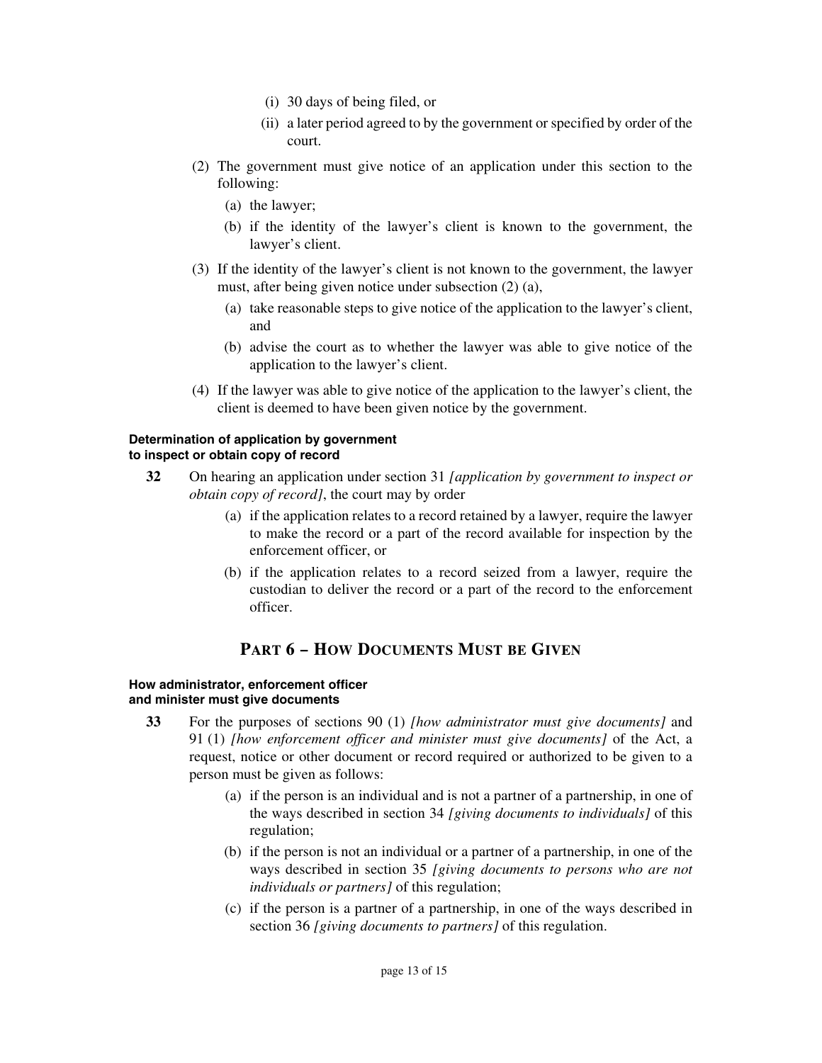(i) 30 days of being filed, or

(ii) a later period agreed to by the government or specified by order of the court.

(2) The government must give notice of an application under this section to the following:

(a) the lawyer;

(b) if the identity of the lawyer's client is known to the government, the lawyer's client.

(3) If the identity of the lawyer's client is not known to the government, the lawyer must, after being given notice under subsection (2) (a),

(a) take reasonable steps to give notice of the application to the lawyer's client, and

(b) advise the court as to whether the lawyer was able to give notice of the application to the lawyer's client.

(4) If the lawyer was able to give notice of the application to the lawyer's client, the client is deemed to have been given notice by the government.

#### Determination of application by government to inspect or obtain copy of record

**32** On hearing an application under section 31 *[application by government to inspect or obtain copy of record]*, the court may by order

(a) if the application relates to a record retained by a lawyer, require the lawyer to make the record or a part of the record available for inspection by the enforcement officer, or

(b) if the application relates to a record seized from a lawyer, require the custodian to deliver the record or a part of the record to the enforcement officer.

## PART 6 – HOW DOCUMENTS MUST BE GIVEN

#### How administrator, enforcement officer and minister must give documents

**33** For the purposes of sections 90 (1) *[how administrator must give documents]* and 91 (1) *[how enforcement officer and minister must give documents]* of the Act, a request, notice or other document or record required or authorized to be given to a person must be given as follows:

(a) if the person is an individual and is not a partner of a partnership, in one of the ways described in section 34 *[giving documents to individuals]* of this regulation;

(b) if the person is not an individual or a partner of a partnership, in one of the ways described in section 35 *[giving documents to persons who are not individuals or partners]* of this regulation;

(c) if the person is a partner of a partnership, in one of the ways described in section 36 *[giving documents to partners]* of this regulation.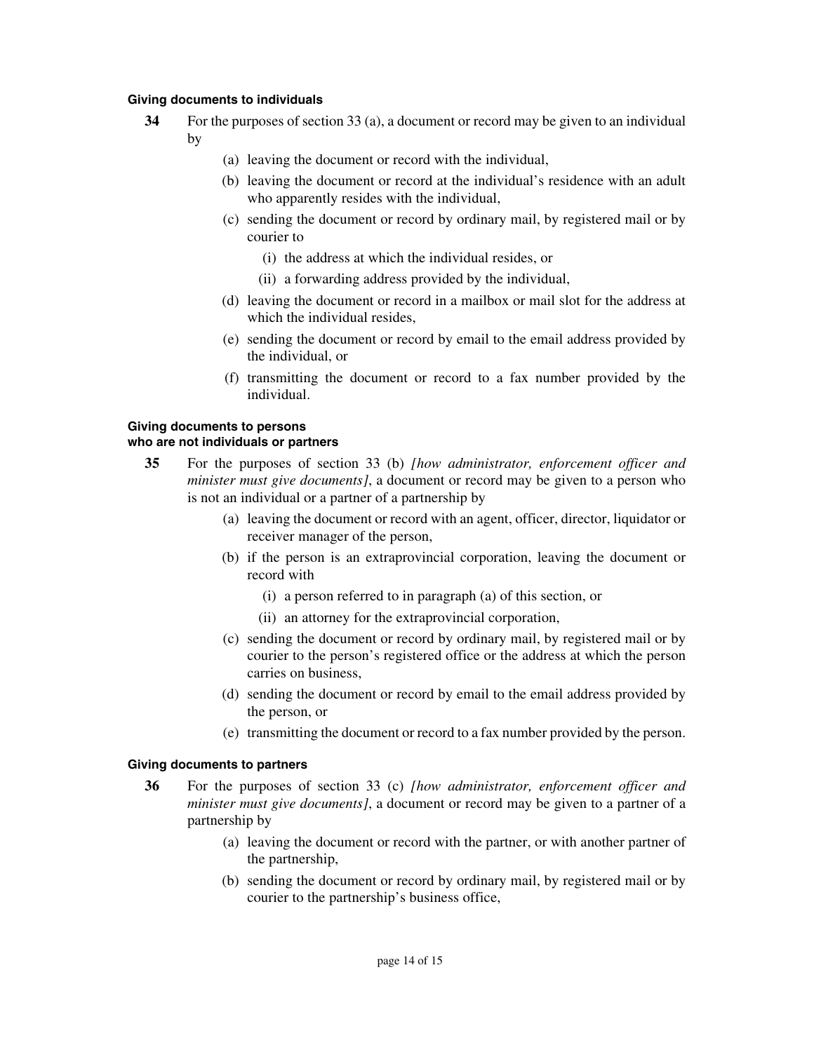#### Giving documents to individuals

**34** For the purposes of section 33 (a), a document or record may be given to an individual by

(a) leaving the document or record with the individual,

(b) leaving the document or record at the individual's residence with an adult who apparently resides with the individual,

(c) sending the document or record by ordinary mail, by registered mail or by courier to

(i) the address at which the individual resides, or

(ii) a forwarding address provided by the individual,

(d) leaving the document or record in a mailbox or mail slot for the address at which the individual resides,

(e) sending the document or record by email to the email address provided by the individual, or

(f) transmitting the document or record to a fax number provided by the individual.

#### Giving documents to persons who are not individuals or partners

**35** For the purposes of section 33 (b) *[how administrator, enforcement officer and minister must give documents]*, a document or record may be given to a person who is not an individual or a partner of a partnership by

(a) leaving the document or record with an agent, officer, director, liquidator or receiver manager of the person,

(b) if the person is an extraprovincial corporation, leaving the document or record with

(i) a person referred to in paragraph (a) of this section, or

(ii) an attorney for the extraprovincial corporation,

(c) sending the document or record by ordinary mail, by registered mail or by courier to the person's registered office or the address at which the person carries on business,

(d) sending the document or record by email to the email address provided by the person, or

(e) transmitting the document or record to a fax number provided by the person.

#### Giving documents to partners

**36** For the purposes of section 33 (c) *[how administrator, enforcement officer and minister must give documents]*, a document or record may be given to a partner of a partnership by

(a) leaving the document or record with the partner, or with another partner of the partnership,

(b) sending the document or record by ordinary mail, by registered mail or by courier to the partnership's business office,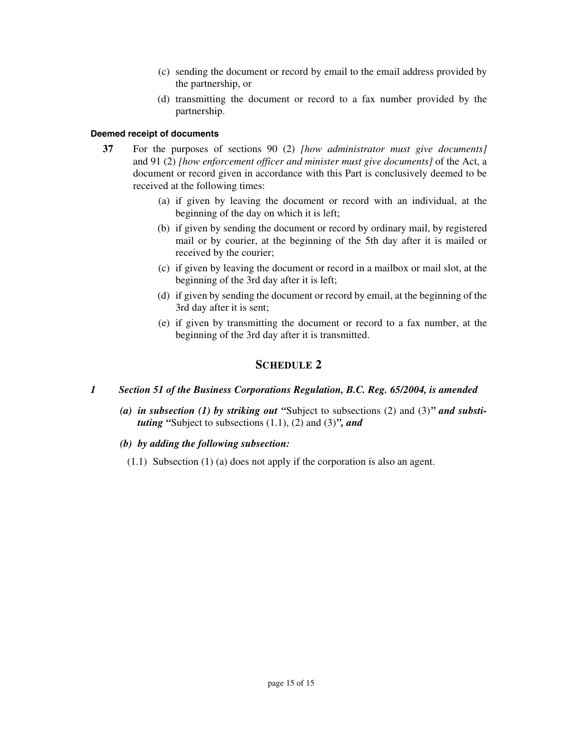(c) sending the document or record by email to the email address provided by the partnership, or

(d) transmitting the document or record to a fax number provided by the partnership.

#### Deemed receipt of documents

**37** For the purposes of sections 90 (2) *[how administrator must give documents]* and 91 (2) *[how enforcement officer and minister must give documents]* of the Act, a document or record given in accordance with this Part is conclusively deemed to be received at the following times:

(a) if given by leaving the document or record with an individual, at the beginning of the day on which it is left;

(b) if given by sending the document or record by ordinary mail, by registered mail or by courier, at the beginning of the 5th day after it is mailed or received by the courier;

(c) if given by leaving the document or record in a mailbox or mail slot, at the beginning of the 3rd day after it is left;

(d) if given by sending the document or record by email, at the beginning of the 3rd day after it is sent;

(e) if given by transmitting the document or record to a fax number, at the beginning of the 3rd day after it is transmitted.

## SCHEDULE 2

***1 Section 51 of the Business Corporations Regulation, B.C. Reg. 65/2004, is amended***

***(a) in subsection (1) by striking out "***Subject to subsections (2) and (3)***" and substituting "***Subject to subsections (1.1), (2) and (3)***", and***

***(b) by adding the following subsection:***

(1.1) Subsection (1) (a) does not apply if the corporation is also an agent.